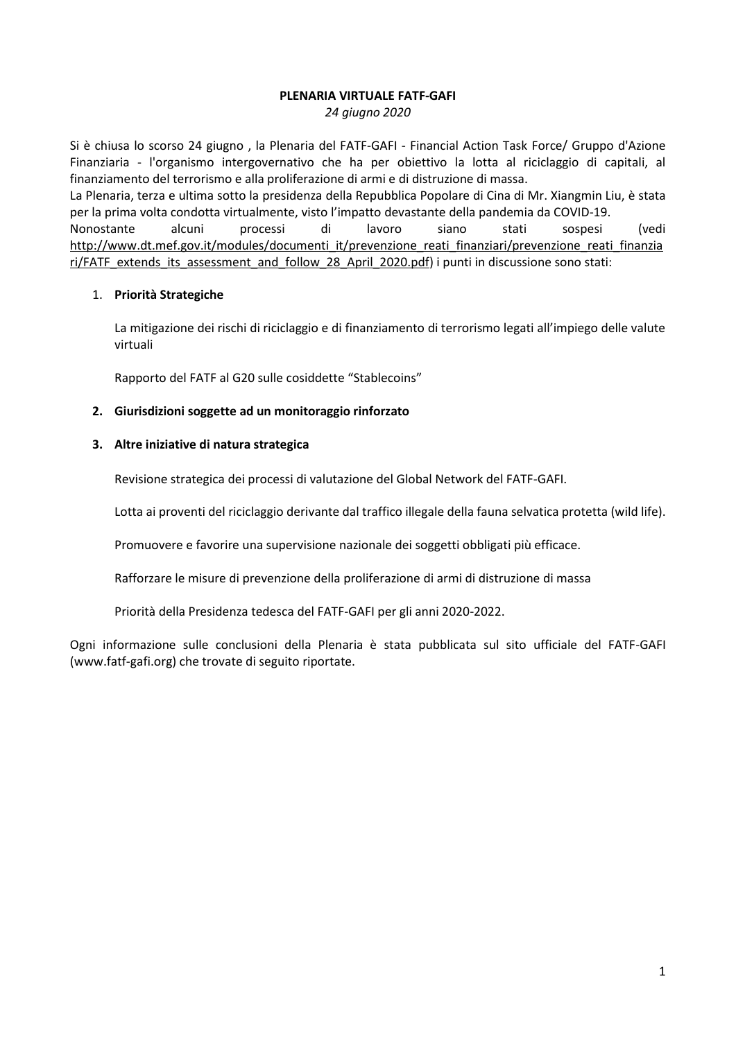**PLENARIA VIRTUALE FATF-GAFI**

*24 giugno 2020*

Si è chiusa lo scorso 24 giugno , la Plenaria del FATF-GAFI - Financial Action Task Force/ Gruppo d'Azione Finanziaria - l'organismo intergovernativo che ha per obiettivo la lotta al riciclaggio di capitali, al finanziamento del terrorismo e alla proliferazione di armi e di distruzione di massa.
La Plenaria, terza e ultima sotto la presidenza della Repubblica Popolare di Cina di Mr. Xiangmin Liu, è stata per la prima volta condotta virtualmente, visto l'impatto devastante della pandemia da COVID-19.
Nonostante alcuni processi di lavoro siano stati sospesi (vedi http://www.dt.mef.gov.it/modules/documenti_it/prevenzione_reati_finanziari/prevenzione_reati_finanziari/FATF_extends_its_assessment_and_follow_28_April_2020.pdf) i punti in discussione sono stati:

1. **Priorità Strategiche**

   La mitigazione dei rischi di riciclaggio e di finanziamento di terrorismo legati all'impiego delle valute virtuali

   Rapporto del FATF al G20 sulle cosiddette "Stablecoins"

2. **Giurisdizioni soggette ad un monitoraggio rinforzato**

3. **Altre iniziative di natura strategica**

   Revisione strategica dei processi di valutazione del Global Network del FATF-GAFI.

   Lotta ai proventi del riciclaggio derivante dal traffico illegale della fauna selvatica protetta (wild life).

   Promuovere e favorire una supervisione nazionale dei soggetti obbligati più efficace.

   Rafforzare le misure di prevenzione della proliferazione di armi di distruzione di massa

   Priorità della Presidenza tedesca del FATF-GAFI per gli anni 2020-2022.

Ogni informazione sulle conclusioni della Plenaria è stata pubblicata sul sito ufficiale del FATF-GAFI (www.fatf-gafi.org) che trovate di seguito riportate.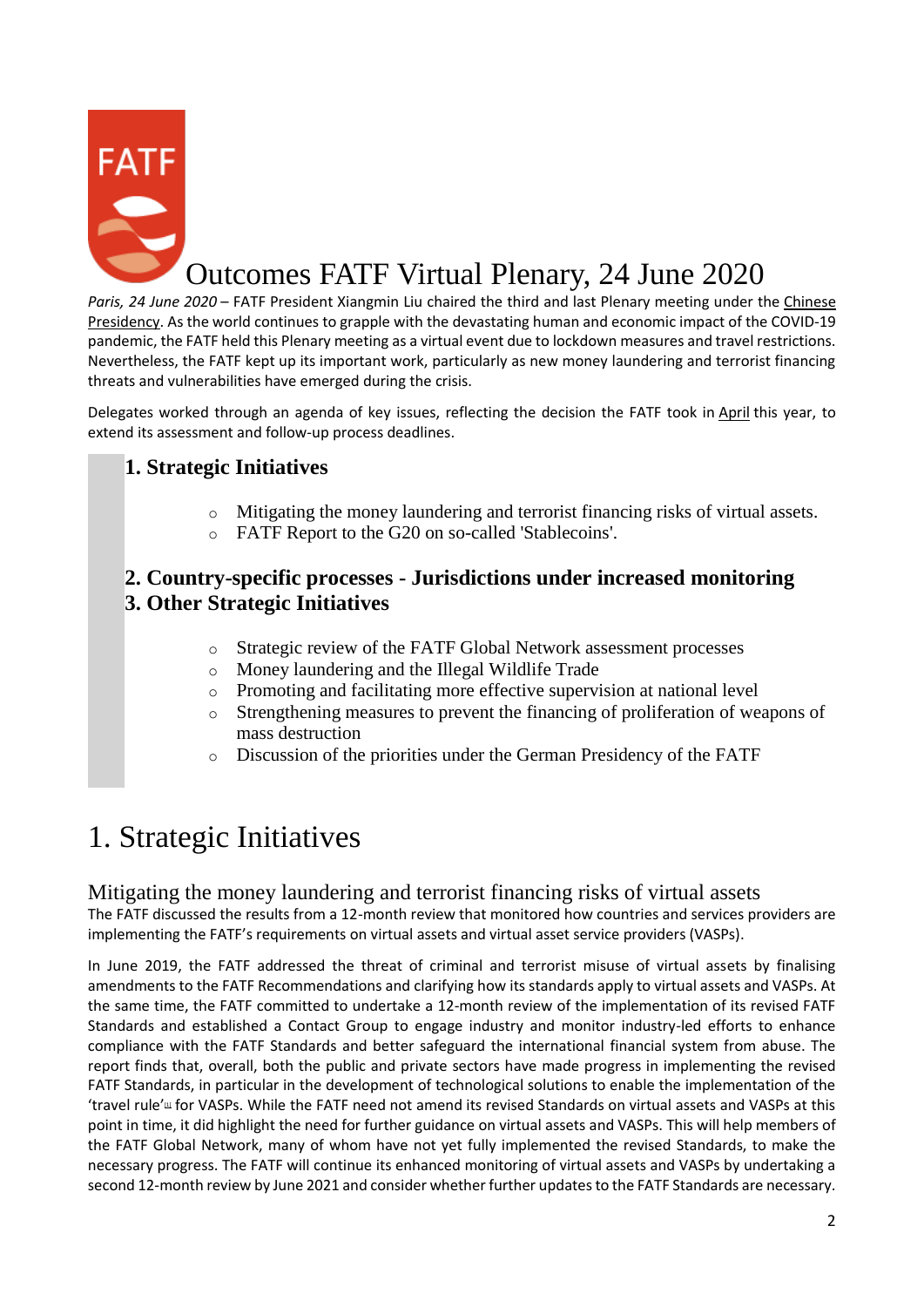# Outcomes FATF Virtual Plenary, 24 June 2020

*Paris, 24 June 2020* – FATF President Xiangmin Liu chaired the third and last Plenary meeting under the Chinese Presidency. As the world continues to grapple with the devastating human and economic impact of the COVID-19 pandemic, the FATF held this Plenary meeting as a virtual event due to lockdown measures and travel restrictions. Nevertheless, the FATF kept up its important work, particularly as new money laundering and terrorist financing threats and vulnerabilities have emerged during the crisis.

Delegates worked through an agenda of key issues, reflecting the decision the FATF took in April this year, to extend its assessment and follow-up process deadlines.

**1. Strategic Initiatives**

- Mitigating the money laundering and terrorist financing risks of virtual assets.
- FATF Report to the G20 on so-called 'Stablecoins'.

**2. Country-specific processes - Jurisdictions under increased monitoring**

**3. Other Strategic Initiatives**

- Strategic review of the FATF Global Network assessment processes
- Money laundering and the Illegal Wildlife Trade
- Promoting and facilitating more effective supervision at national level
- Strengthening measures to prevent the financing of proliferation of weapons of mass destruction
- Discussion of the priorities under the German Presidency of the FATF

## 1. Strategic Initiatives

### Mitigating the money laundering and terrorist financing risks of virtual assets

The FATF discussed the results from a 12-month review that monitored how countries and services providers are implementing the FATF's requirements on virtual assets and virtual asset service providers (VASPs).

In June 2019, the FATF addressed the threat of criminal and terrorist misuse of virtual assets by finalising amendments to the FATF Recommendations and clarifying how its standards apply to virtual assets and VASPs. At the same time, the FATF committed to undertake a 12-month review of the implementation of its revised FATF Standards and established a Contact Group to engage industry and monitor industry-led efforts to enhance compliance with the FATF Standards and better safeguard the international financial system from abuse. The report finds that, overall, both the public and private sectors have made progress in implementing the revised FATF Standards, in particular in the development of technological solutions to enable the implementation of the 'travel rule'[1] for VASPs. While the FATF need not amend its revised Standards on virtual assets and VASPs at this point in time, it did highlight the need for further guidance on virtual assets and VASPs. This will help members of the FATF Global Network, many of whom have not yet fully implemented the revised Standards, to make the necessary progress. The FATF will continue its enhanced monitoring of virtual assets and VASPs by undertaking a second 12-month review by June 2021 and consider whether further updates to the FATF Standards are necessary.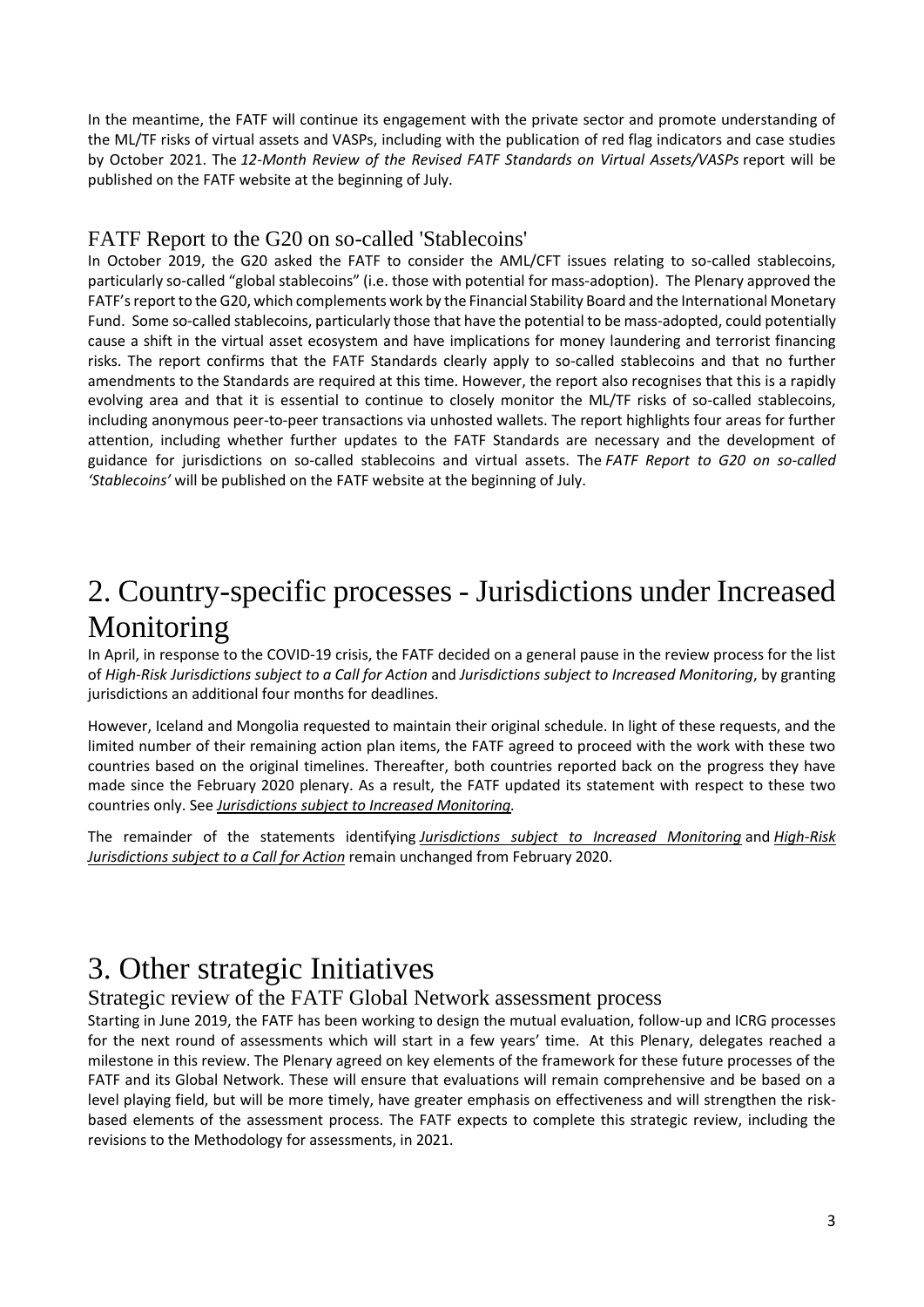In the meantime, the FATF will continue its engagement with the private sector and promote understanding of the ML/TF risks of virtual assets and VASPs, including with the publication of red flag indicators and case studies by October 2021. The *12-Month Review of the Revised FATF Standards on Virtual Assets/VASPs* report will be published on the FATF website at the beginning of July.

### FATF Report to the G20 on so-called 'Stablecoins'

In October 2019, the G20 asked the FATF to consider the AML/CFT issues relating to so-called stablecoins, particularly so-called "global stablecoins" (i.e. those with potential for mass-adoption). The Plenary approved the FATF's report to the G20, which complements work by the Financial Stability Board and the International Monetary Fund. Some so-called stablecoins, particularly those that have the potential to be mass-adopted, could potentially cause a shift in the virtual asset ecosystem and have implications for money laundering and terrorist financing risks. The report confirms that the FATF Standards clearly apply to so-called stablecoins and that no further amendments to the Standards are required at this time. However, the report also recognises that this is a rapidly evolving area and that it is essential to continue to closely monitor the ML/TF risks of so-called stablecoins, including anonymous peer-to-peer transactions via unhosted wallets. The report highlights four areas for further attention, including whether further updates to the FATF Standards are necessary and the development of guidance for jurisdictions on so-called stablecoins and virtual assets. The *FATF Report to G20 on so-called 'Stablecoins'* will be published on the FATF website at the beginning of July.

## 2. Country-specific processes - Jurisdictions under Increased Monitoring

In April, in response to the COVID-19 crisis, the FATF decided on a general pause in the review process for the list of *High-Risk Jurisdictions subject to a Call for Action* and *Jurisdictions subject to Increased Monitoring*, by granting jurisdictions an additional four months for deadlines.

However, Iceland and Mongolia requested to maintain their original schedule. In light of these requests, and the limited number of their remaining action plan items, the FATF agreed to proceed with the work with these two countries based on the original timelines. Thereafter, both countries reported back on the progress they have made since the February 2020 plenary. As a result, the FATF updated its statement with respect to these two countries only. See *Jurisdictions subject to Increased Monitoring.*

The remainder of the statements identifying *Jurisdictions subject to Increased Monitoring* and *High-Risk Jurisdictions subject to a Call for Action* remain unchanged from February 2020.

## 3. Other strategic Initiatives

### Strategic review of the FATF Global Network assessment process

Starting in June 2019, the FATF has been working to design the mutual evaluation, follow-up and ICRG processes for the next round of assessments which will start in a few years' time. At this Plenary, delegates reached a milestone in this review. The Plenary agreed on key elements of the framework for these future processes of the FATF and its Global Network. These will ensure that evaluations will remain comprehensive and be based on a level playing field, but will be more timely, have greater emphasis on effectiveness and will strengthen the risk-based elements of the assessment process. The FATF expects to complete this strategic review, including the revisions to the Methodology for assessments, in 2021.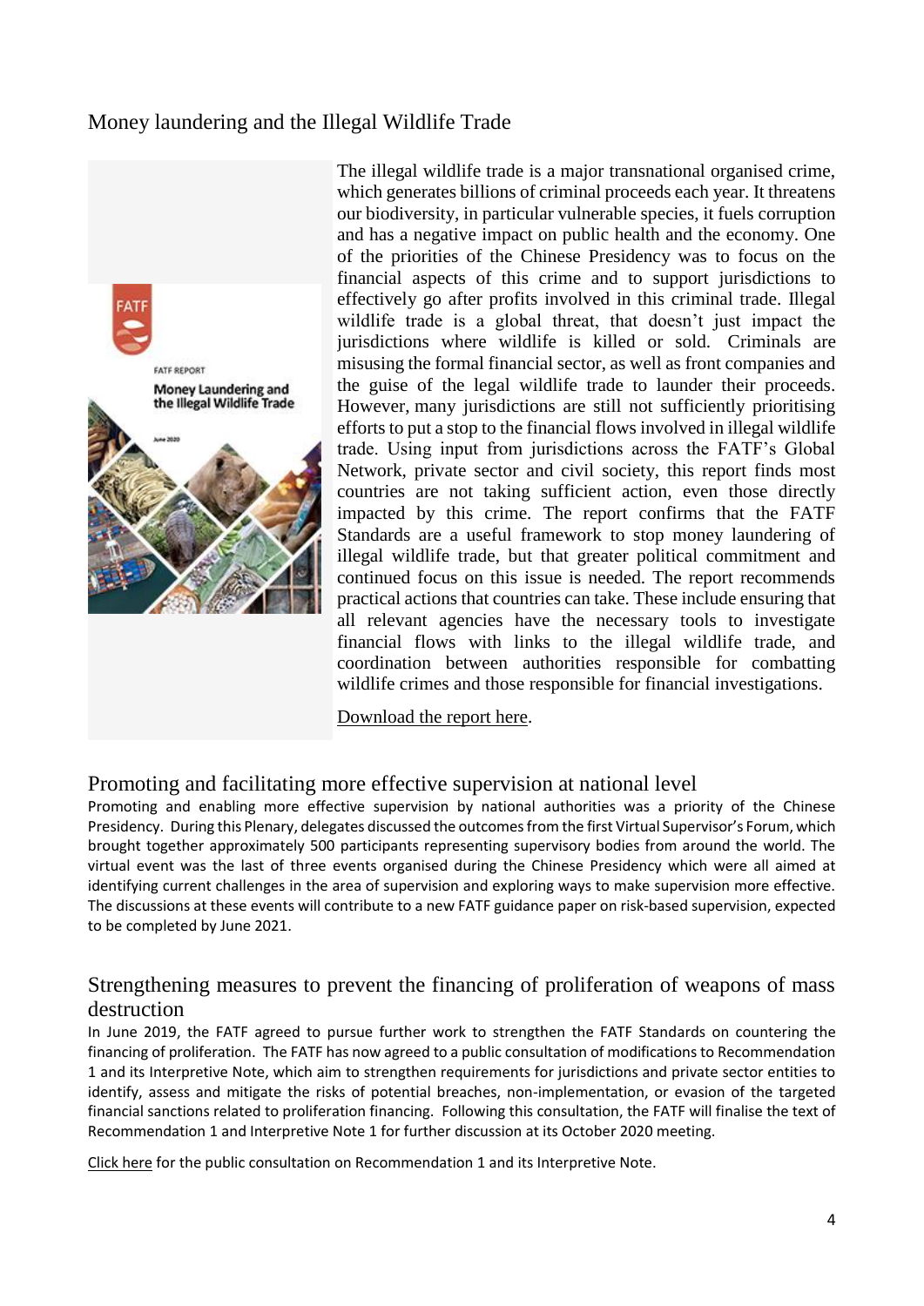## Money laundering and the Illegal Wildlife Trade

The illegal wildlife trade is a major transnational organised crime, which generates billions of criminal proceeds each year. It threatens our biodiversity, in particular vulnerable species, it fuels corruption and has a negative impact on public health and the economy. One of the priorities of the Chinese Presidency was to focus on the financial aspects of this crime and to support jurisdictions to effectively go after profits involved in this criminal trade. Illegal wildlife trade is a global threat, that doesn't just impact the jurisdictions where wildlife is killed or sold. Criminals are misusing the formal financial sector, as well as front companies and the guise of the legal wildlife trade to launder their proceeds. However, many jurisdictions are still not sufficiently prioritising efforts to put a stop to the financial flows involved in illegal wildlife trade. Using input from jurisdictions across the FATF's Global Network, private sector and civil society, this report finds most countries are not taking sufficient action, even those directly impacted by this crime. The report confirms that the FATF Standards are a useful framework to stop money laundering of illegal wildlife trade, but that greater political commitment and continued focus on this issue is needed. The report recommends practical actions that countries can take. These include ensuring that all relevant agencies have the necessary tools to investigate financial flows with links to the illegal wildlife trade, and coordination between authorities responsible for combatting wildlife crimes and those responsible for financial investigations.

Download the report here.

## Promoting and facilitating more effective supervision at national level

Promoting and enabling more effective supervision by national authorities was a priority of the Chinese Presidency. During this Plenary, delegates discussed the outcomes from the first Virtual Supervisor's Forum, which brought together approximately 500 participants representing supervisory bodies from around the world. The virtual event was the last of three events organised during the Chinese Presidency which were all aimed at identifying current challenges in the area of supervision and exploring ways to make supervision more effective. The discussions at these events will contribute to a new FATF guidance paper on risk-based supervision, expected to be completed by June 2021.

## Strengthening measures to prevent the financing of proliferation of weapons of mass destruction

In June 2019, the FATF agreed to pursue further work to strengthen the FATF Standards on countering the financing of proliferation. The FATF has now agreed to a public consultation of modifications to Recommendation 1 and its Interpretive Note, which aim to strengthen requirements for jurisdictions and private sector entities to identify, assess and mitigate the risks of potential breaches, non-implementation, or evasion of the targeted financial sanctions related to proliferation financing. Following this consultation, the FATF will finalise the text of Recommendation 1 and Interpretive Note 1 for further discussion at its October 2020 meeting.

Click here for the public consultation on Recommendation 1 and its Interpretive Note.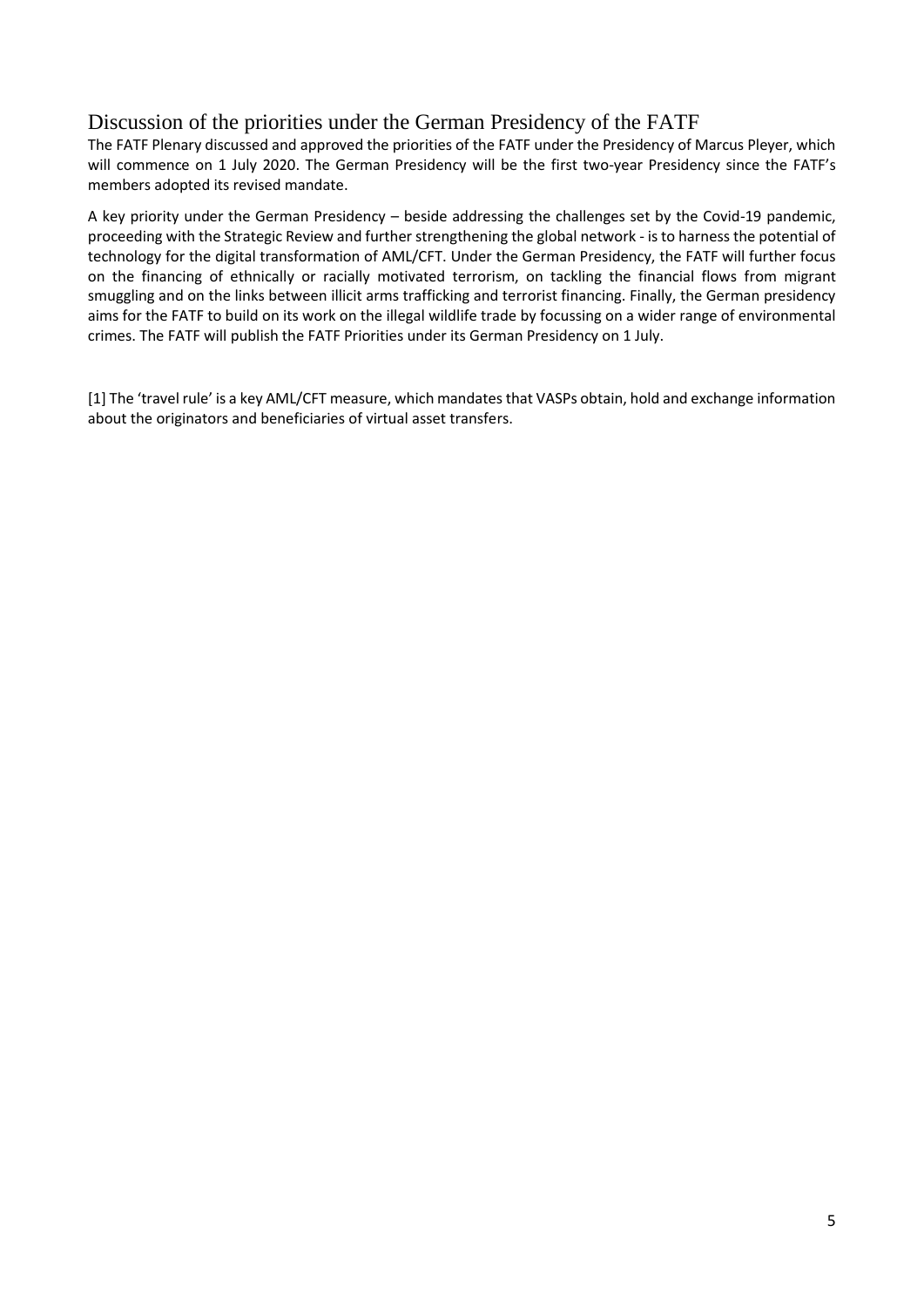## Discussion of the priorities under the German Presidency of the FATF

The FATF Plenary discussed and approved the priorities of the FATF under the Presidency of Marcus Pleyer, which will commence on 1 July 2020. The German Presidency will be the first two-year Presidency since the FATF's members adopted its revised mandate.

A key priority under the German Presidency – beside addressing the challenges set by the Covid-19 pandemic, proceeding with the Strategic Review and further strengthening the global network - is to harness the potential of technology for the digital transformation of AML/CFT. Under the German Presidency, the FATF will further focus on the financing of ethnically or racially motivated terrorism, on tackling the financial flows from migrant smuggling and on the links between illicit arms trafficking and terrorist financing. Finally, the German presidency aims for the FATF to build on its work on the illegal wildlife trade by focussing on a wider range of environmental crimes. The FATF will publish the FATF Priorities under its German Presidency on 1 July.

[1] The 'travel rule' is a key AML/CFT measure, which mandates that VASPs obtain, hold and exchange information about the originators and beneficiaries of virtual asset transfers.